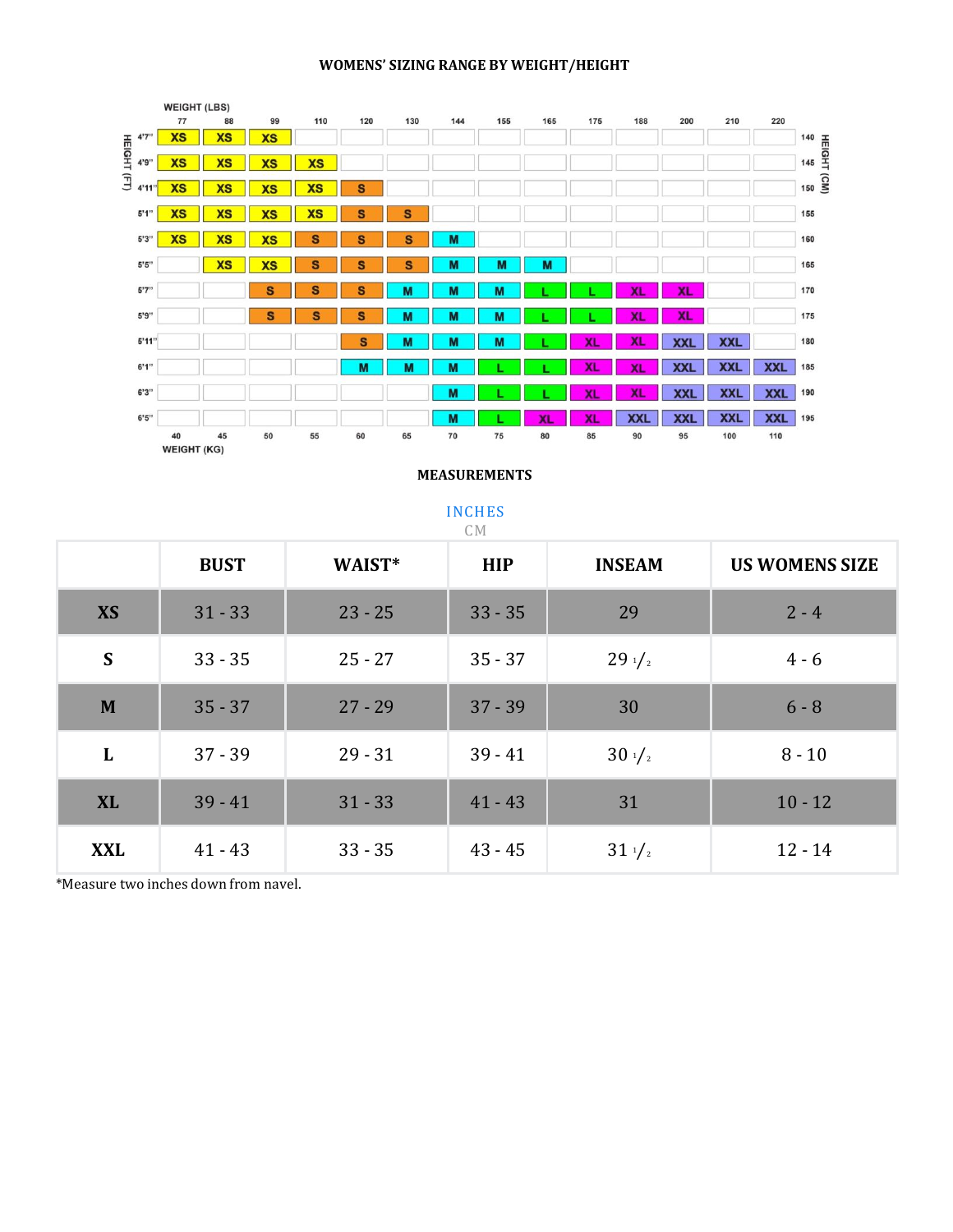**WOMENS' SIZING RANGE BY WEIGHT/HEIGHT**

| HEIGHT (FT) / HEIGHT (CM) | 77 lbs / 40 kg | 88 lbs / 45 kg | 99 lbs / 50 kg | 110 lbs / 55 kg | 120 lbs / 60 kg | 130 lbs / 65 kg | 144 lbs / 70 kg | 155 lbs / 75 kg | 165 lbs / 80 kg | 175 lbs / 85 kg | 188 lbs / 90 kg | 200 lbs / 95 kg | 210 lbs / 100 kg | 220 lbs / 110 kg |
|---|---|---|---|---|---|---|---|---|---|---|---|---|---|---|
| 4'7" / 140 | XS | XS | XS | | | | | | | | | | | |
| 4'9" / 145 | XS | XS | XS | XS | | | | | | | | | | |
| 4'11" / 150 | XS | XS | XS | XS | S | | | | | | | | | |
| 5'1" / 155 | XS | XS | XS | XS | S | S | | | | | | | | |
| 5'3" / 160 | XS | XS | XS | S | S | S | M | | | | | | | |
| 5'5" / 165 | | XS | XS | S | S | S | M | M | M | | | | | |
| 5'7" / 170 | | | S | S | S | M | M | M | L | L | XL | XL | | |
| 5'9" / 175 | | | S | S | S | M | M | M | L | L | XL | XL | | |
| 5'11" / 180 | | | | | S | M | M | M | L | XL | XL | XXL | XXL | |
| 6'1" / 185 | | | | | M | M | M | L | L | XL | XL | XXL | XXL | XXL |
| 6'3" / 190 | | | | | | | M | L | L | XL | XL | XXL | XXL | XXL |
| 6'5" / 195 | | | | | | | M | L | XL | XL | XXL | XXL | XXL | XXL |

**MEASUREMENTS**

INCHES

CM

| | BUST | WAIST* | HIP | INSEAM | US WOMENS SIZE |
|---|---|---|---|---|---|
| **XS** | 31 - 33 | 23 - 25 | 33 - 35 | 29 | 2 - 4 |
| **S** | 33 - 35 | 25 - 27 | 35 - 37 | 29 1/2 | 4 - 6 |
| **M** | 35 - 37 | 27 - 29 | 37 - 39 | 30 | 6 - 8 |
| **L** | 37 - 39 | 29 - 31 | 39 - 41 | 30 1/2 | 8 - 10 |
| **XL** | 39 - 41 | 31 - 33 | 41 - 43 | 31 | 10 - 12 |
| **XXL** | 41 - 43 | 33 - 35 | 43 - 45 | 31 1/2 | 12 - 14 |

*Measure two inches down from navel.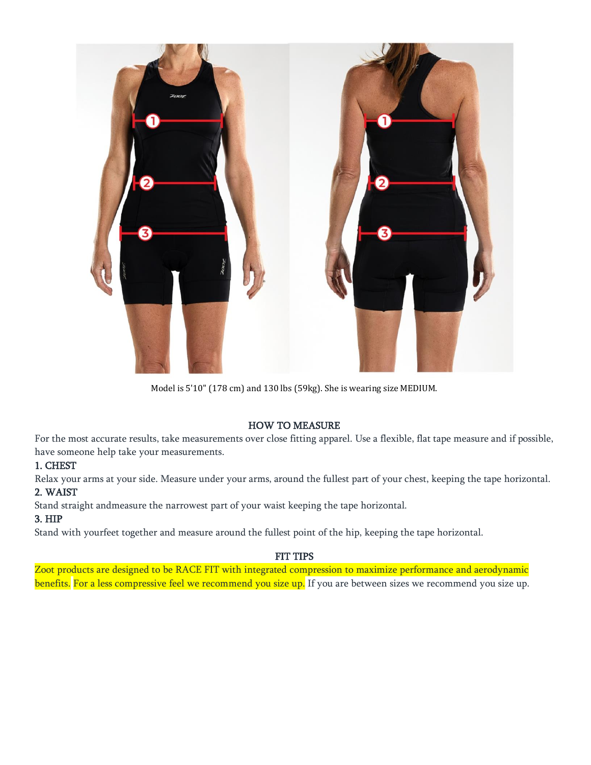Model is 5'10" (178 cm) and 130 lbs (59kg). She is wearing size MEDIUM.

## HOW TO MEASURE

For the most accurate results, take measurements over close fitting apparel. Use a flexible, flat tape measure and if possible, have someone help take your measurements.

### 1. CHEST

Relax your arms at your side. Measure under your arms, around the fullest part of your chest, keeping the tape horizontal.

### 2. WAIST

Stand straight andmeasure the narrowest part of your waist keeping the tape horizontal.

### 3. HIP

Stand with yourfeet together and measure around the fullest point of the hip, keeping the tape horizontal.

## FIT TIPS

Zoot products are designed to be RACE FIT with integrated compression to maximize performance and aerodynamic benefits. For a less compressive feel we recommend you size up. If you are between sizes we recommend you size up.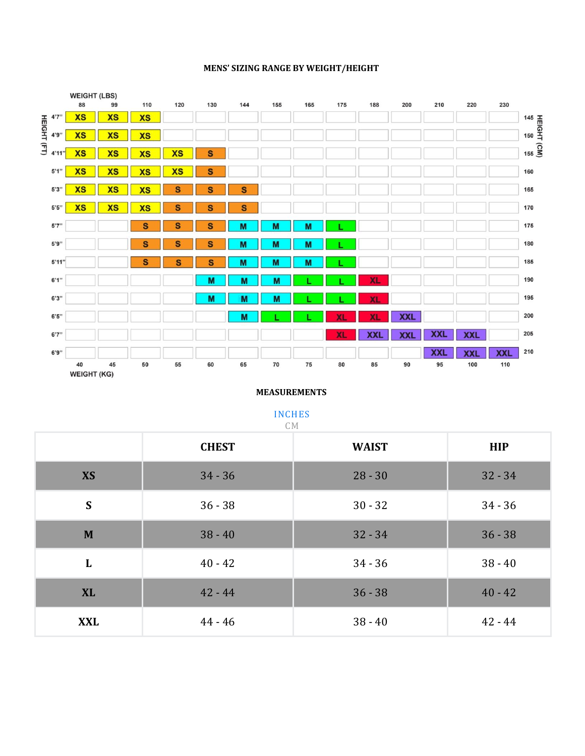**MENS' SIZING RANGE BY WEIGHT/HEIGHT**

| HEIGHT (FT) \ WEIGHT (LBS) | 88 | 99 | 110 | 120 | 130 | 144 | 155 | 165 | 175 | 188 | 200 | 210 | 220 | 230 | HEIGHT (CM) |
|---|---|---|---|---|---|---|---|---|---|---|---|---|---|---|---|
| 4'7" | XS | XS | XS | | | | | | | | | | | | 145 |
| 4'9" | XS | XS | XS | | | | | | | | | | | | 150 |
| 4'11" | XS | XS | XS | XS | S | | | | | | | | | | 155 |
| 5'1" | XS | XS | XS | XS | S | | | | | | | | | | 160 |
| 5'3" | XS | XS | XS | S | S | S | | | | | | | | | 165 |
| 5'5" | XS | XS | XS | S | S | S | | | | | | | | | 170 |
| 5'7" | | | S | S | S | M | M | M | L | | | | | | 175 |
| 5'9" | | | S | S | S | M | M | M | L | | | | | | 180 |
| 5'11" | | | S | S | S | M | M | M | L | | | | | | 185 |
| 6'1" | | | | | M | M | M | L | L | XL | | | | | 190 |
| 6'3" | | | | | M | M | M | L | L | XL | | | | | 195 |
| 6'5" | | | | | | M | L | L | XL | XL | XXL | | | | 200 |
| 6'7" | | | | | | | | | XL | XXL | XXL | XXL | XXL | | 205 |
| 6'9" | | | | | | | | | | | | XXL | XXL | XXL | 210 |
| WEIGHT (KG) | 40 | 45 | 50 | 55 | 60 | 65 | 70 | 75 | 80 | 85 | 90 | 95 | 100 | 110 | |

**MEASUREMENTS**

INCHES
CM

| | CHEST | WAIST | HIP |
|---|---|---|---|
| **XS** | 34 - 36 | 28 - 30 | 32 - 34 |
| **S** | 36 - 38 | 30 - 32 | 34 - 36 |
| **M** | 38 - 40 | 32 - 34 | 36 - 38 |
| **L** | 40 - 42 | 34 - 36 | 38 - 40 |
| **XL** | 42 - 44 | 36 - 38 | 40 - 42 |
| **XXL** | 44 - 46 | 38 - 40 | 42 - 44 |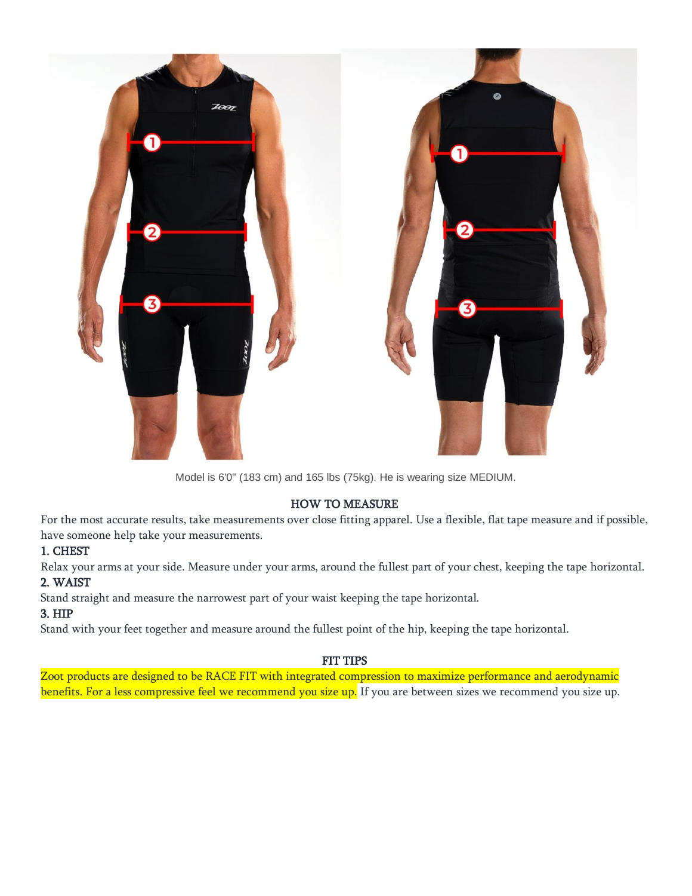Model is 6'0" (183 cm) and 165 lbs (75kg). He is wearing size MEDIUM.

## HOW TO MEASURE

For the most accurate results, take measurements over close fitting apparel. Use a flexible, flat tape measure and if possible, have someone help take your measurements.

### 1. CHEST

Relax your arms at your side. Measure under your arms, around the fullest part of your chest, keeping the tape horizontal.

### 2. WAIST

Stand straight and measure the narrowest part of your waist keeping the tape horizontal.

### 3. HIP

Stand with your feet together and measure around the fullest point of the hip, keeping the tape horizontal.

## FIT TIPS

Zoot products are designed to be RACE FIT with integrated compression to maximize performance and aerodynamic benefits. For a less compressive feel we recommend you size up. If you are between sizes we recommend you size up.